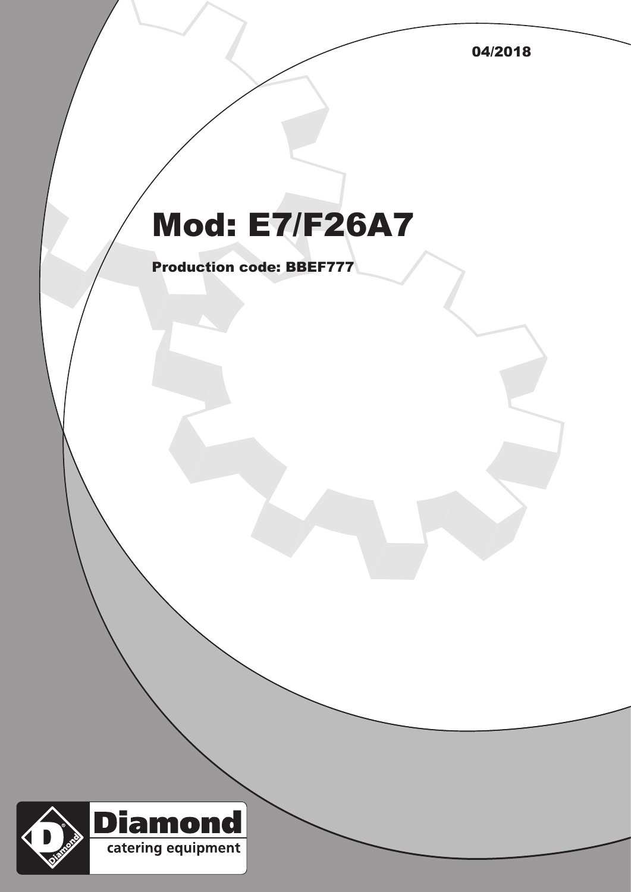04/2018

# Mod: E7/F26A7

**Production code: BBEF777**

Diamond catering equipment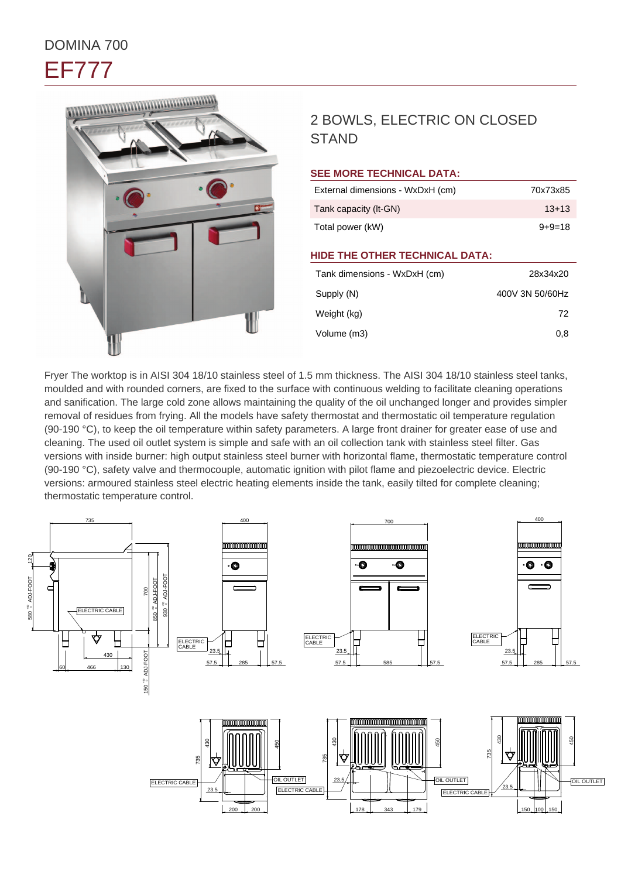DOMINA 700

# EF777

## 2 BOWLS, ELECTRIC ON CLOSED STAND

### SEE MORE TECHNICAL DATA:

| | |
|---|---|
| External dimensions - WxDxH (cm) | 70x73x85 |
| Tank capacity (lt-GN) | 13+13 |
| Total power (kW) | 9+9=18 |

### HIDE THE OTHER TECHNICAL DATA:

| | |
|---|---|
| Tank dimensions - WxDxH (cm) | 28x34x20 |
| Supply (N) | 400V 3N 50/60Hz |
| Weight (kg) | 72 |
| Volume (m3) | 0,8 |

Fryer The worktop is in AISI 304 18/10 stainless steel of 1.5 mm thickness. The AISI 304 18/10 stainless steel tanks, moulded and with rounded corners, are fixed to the surface with continuous welding to facilitate cleaning operations and sanification. The large cold zone allows maintaining the quality of the oil unchanged longer and provides simpler removal of residues from frying. All the models have safety thermostat and thermostatic oil temperature regulation (90-190 °C), to keep the oil temperature within safety parameters. A large front drainer for greater ease of use and cleaning. The used oil outlet system is simple and safe with an oil collection tank with stainless steel filter. Gas versions with inside burner: high output stainless steel burner with horizontal flame, thermostatic temperature control (90-190 °C), safety valve and thermocouple, automatic ignition with pilot flame and piezoelectric device. Electric versions: armoured stainless steel electric heating elements inside the tank, easily tilted for complete cleaning; thermostatic temperature control.